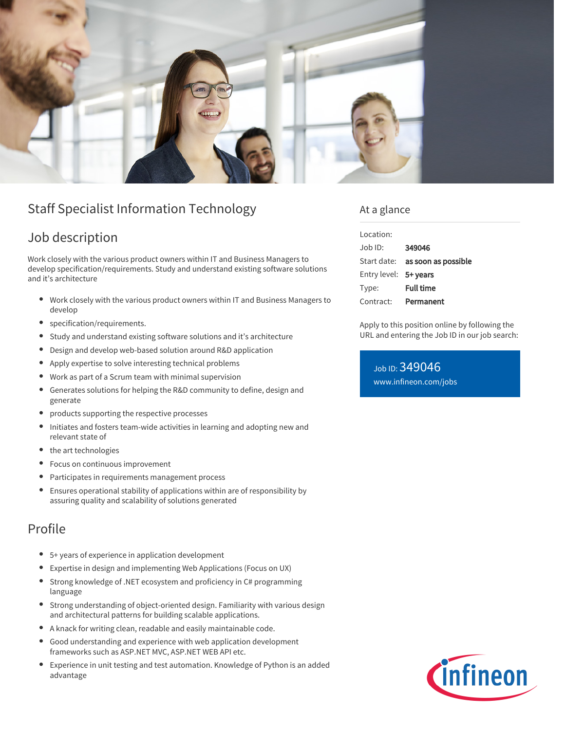# Staff Specialist Information Technology

## Job description

Work closely with the various product owners within IT and Business Managers to develop specification/requirements. Study and understand existing software solutions and it's architecture

- Work closely with the various product owners within IT and Business Managers to develop
- specification/requirements.
- Study and understand existing software solutions and it's architecture
- Design and develop web-based solution around R&D application
- Apply expertise to solve interesting technical problems
- Work as part of a Scrum team with minimal supervision
- Generates solutions for helping the R&D community to define, design and generate
- products supporting the respective processes
- Initiates and fosters team-wide activities in learning and adopting new and relevant state of
- the art technologies
- Focus on continuous improvement
- Participates in requirements management process
- Ensures operational stability of applications within are of responsibility by assuring quality and scalability of solutions generated

## Profile

- 5+ years of experience in application development
- Expertise in design and implementing Web Applications (Focus on UX)
- Strong knowledge of .NET ecosystem and proficiency in C# programming language
- Strong understanding of object-oriented design. Familiarity with various design and architectural patterns for building scalable applications.
- A knack for writing clean, readable and easily maintainable code.
- Good understanding and experience with web application development frameworks such as ASP.NET MVC, ASP.NET WEB API etc.
- Experience in unit testing and test automation. Knowledge of Python is an added advantage

## At a glance

| | |
|---|---|
| Location: | |
| Job ID: | **349046** |
| Start date: | **as soon as possible** |
| Entry level: | **5+ years** |
| Type: | **Full time** |
| Contract: | **Permanent** |

Apply to this position online by following the URL and entering the Job ID in our job search:

Job ID: 349046
www.infineon.com/jobs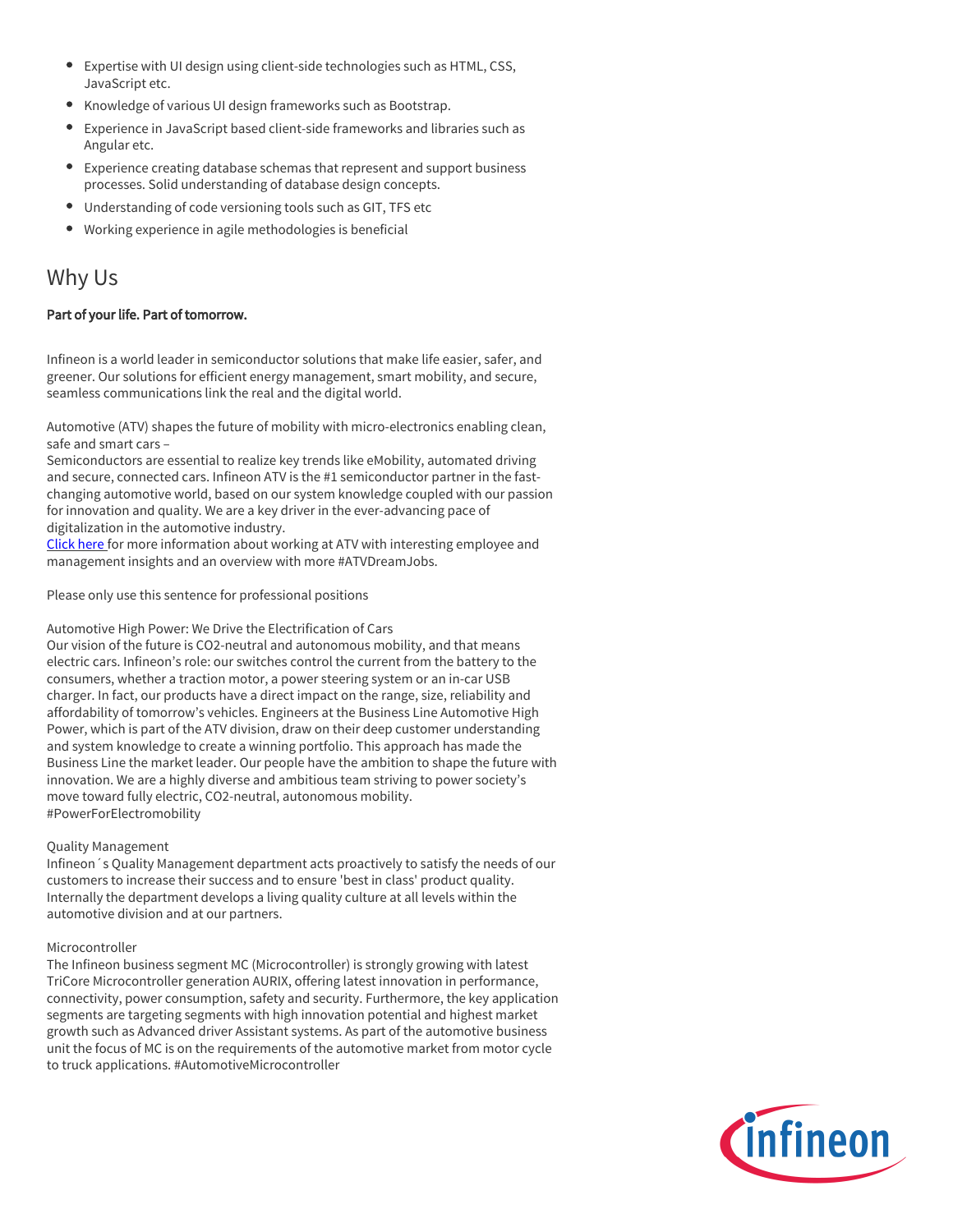- Expertise with UI design using client-side technologies such as HTML, CSS, JavaScript etc.
- Knowledge of various UI design frameworks such as Bootstrap.
- Experience in JavaScript based client-side frameworks and libraries such as Angular etc.
- Experience creating database schemas that represent and support business processes. Solid understanding of database design concepts.
- Understanding of code versioning tools such as GIT, TFS etc
- Working experience in agile methodologies is beneficial

## Why Us

**Part of your life. Part of tomorrow.**

Infineon is a world leader in semiconductor solutions that make life easier, safer, and greener. Our solutions for efficient energy management, smart mobility, and secure, seamless communications link the real and the digital world.

Automotive (ATV) shapes the future of mobility with micro-electronics enabling clean, safe and smart cars –
Semiconductors are essential to realize key trends like eMobility, automated driving and secure, connected cars. Infineon ATV is the #1 semiconductor partner in the fast-changing automotive world, based on our system knowledge coupled with our passion for innovation and quality. We are a key driver in the ever-advancing pace of digitalization in the automotive industry.
Click here for more information about working at ATV with interesting employee and management insights and an overview with more #ATVDreamJobs.

Please only use this sentence for professional positions

Automotive High Power: We Drive the Electrification of Cars
Our vision of the future is CO2-neutral and autonomous mobility, and that means electric cars. Infineon's role: our switches control the current from the battery to the consumers, whether a traction motor, a power steering system or an in-car USB charger. In fact, our products have a direct impact on the range, size, reliability and affordability of tomorrow's vehicles. Engineers at the Business Line Automotive High Power, which is part of the ATV division, draw on their deep customer understanding and system knowledge to create a winning portfolio. This approach has made the Business Line the market leader. Our people have the ambition to shape the future with innovation. We are a highly diverse and ambitious team striving to power society's move toward fully electric, CO2-neutral, autonomous mobility.
#PowerForElectromobility

Quality Management
Infineon´s Quality Management department acts proactively to satisfy the needs of our customers to increase their success and to ensure 'best in class' product quality. Internally the department develops a living quality culture at all levels within the automotive division and at our partners.

Microcontroller
The Infineon business segment MC (Microcontroller) is strongly growing with latest TriCore Microcontroller generation AURIX, offering latest innovation in performance, connectivity, power consumption, safety and security. Furthermore, the key application segments are targeting segments with high innovation potential and highest market growth such as Advanced driver Assistant systems. As part of the automotive business unit the focus of MC is on the requirements of the automotive market from motor cycle to truck applications. #AutomotiveMicrocontroller